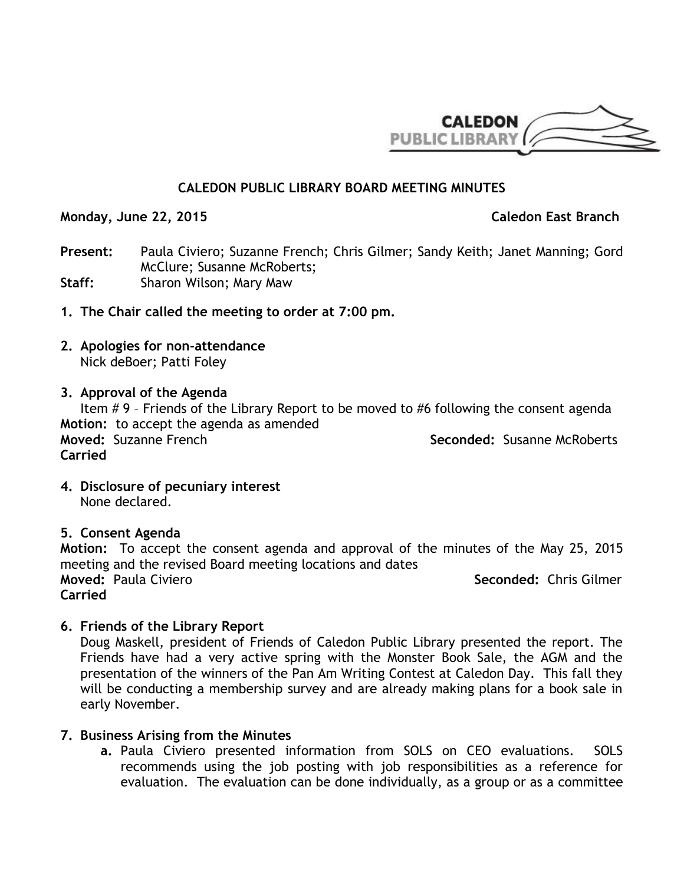# CALEDON PUBLIC LIBRARY BOARD MEETING MINUTES

**Monday, June 22, 2015** **Caledon East Branch**

**Present:** Paula Civiero; Suzanne French; Chris Gilmer; Sandy Keith; Janet Manning; Gord McClure; Susanne McRoberts;

**Staff:** Sharon Wilson; Mary Maw

1. **The Chair called the meeting to order at 7:00 pm.**

2. **Apologies for non-attendance**
   Nick deBoer; Patti Foley

3. **Approval of the Agenda**
   Item # 9 – Friends of the Library Report to be moved to #6 following the consent agenda

**Motion:** to accept the agenda as amended
**Moved:** Suzanne French **Seconded:** Susanne McRoberts
**Carried**

4. **Disclosure of pecuniary interest**
   None declared.

5. **Consent Agenda**

**Motion:** To accept the consent agenda and approval of the minutes of the May 25, 2015 meeting and the revised Board meeting locations and dates
**Moved:** Paula Civiero **Seconded:** Chris Gilmer
**Carried**

6. **Friends of the Library Report**
   Doug Maskell, president of Friends of Caledon Public Library presented the report. The Friends have had a very active spring with the Monster Book Sale, the AGM and the presentation of the winners of the Pan Am Writing Contest at Caledon Day. This fall they will be conducting a membership survey and are already making plans for a book sale in early November.

7. **Business Arising from the Minutes**
   a. Paula Civiero presented information from SOLS on CEO evaluations. SOLS recommends using the job posting with job responsibilities as a reference for evaluation. The evaluation can be done individually, as a group or as a committee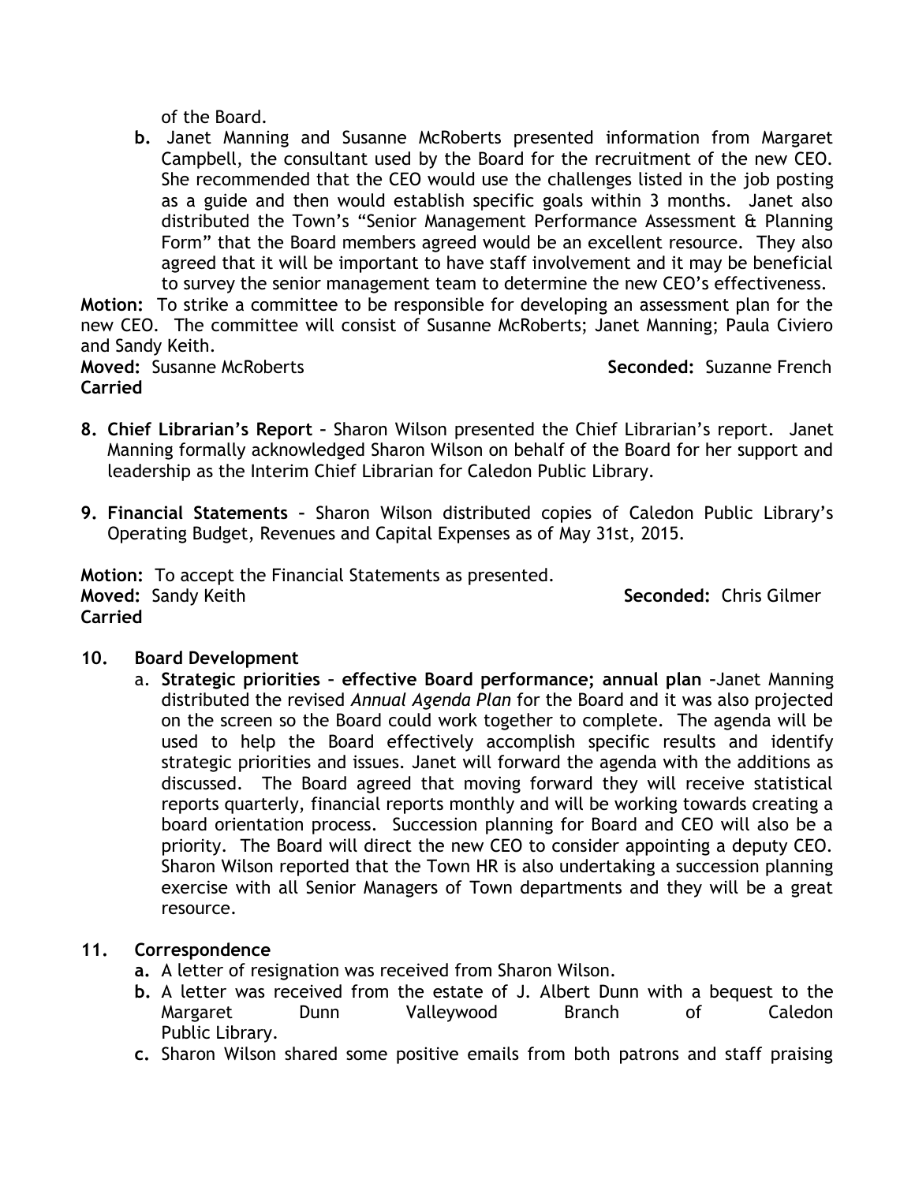of the Board.

b. Janet Manning and Susanne McRoberts presented information from Margaret Campbell, the consultant used by the Board for the recruitment of the new CEO. She recommended that the CEO would use the challenges listed in the job posting as a guide and then would establish specific goals within 3 months. Janet also distributed the Town's "Senior Management Performance Assessment & Planning Form" that the Board members agreed would be an excellent resource. They also agreed that it will be important to have staff involvement and it may be beneficial to survey the senior management team to determine the new CEO's effectiveness.

**Motion:** To strike a committee to be responsible for developing an assessment plan for the new CEO. The committee will consist of Susanne McRoberts; Janet Manning; Paula Civiero and Sandy Keith.
**Moved:** Susanne McRoberts **Seconded:** Suzanne French
**Carried**

8. **Chief Librarian's Report** – Sharon Wilson presented the Chief Librarian's report. Janet Manning formally acknowledged Sharon Wilson on behalf of the Board for her support and leadership as the Interim Chief Librarian for Caledon Public Library.

9. **Financial Statements** – Sharon Wilson distributed copies of Caledon Public Library's Operating Budget, Revenues and Capital Expenses as of May 31st, 2015.

**Motion:** To accept the Financial Statements as presented.
**Moved:** Sandy Keith **Seconded:** Chris Gilmer
**Carried**

10. **Board Development**
    a. **Strategic priorities – effective Board performance; annual plan** –Janet Manning distributed the revised *Annual Agenda Plan* for the Board and it was also projected on the screen so the Board could work together to complete. The agenda will be used to help the Board effectively accomplish specific results and identify strategic priorities and issues. Janet will forward the agenda with the additions as discussed. The Board agreed that moving forward they will receive statistical reports quarterly, financial reports monthly and will be working towards creating a board orientation process. Succession planning for Board and CEO will also be a priority. The Board will direct the new CEO to consider appointing a deputy CEO. Sharon Wilson reported that the Town HR is also undertaking a succession planning exercise with all Senior Managers of Town departments and they will be a great resource.

11. **Correspondence**
    a. A letter of resignation was received from Sharon Wilson.
    b. A letter was received from the estate of J. Albert Dunn with a bequest to the Margaret Dunn Valleywood Branch of Caledon Public Library.
    c. Sharon Wilson shared some positive emails from both patrons and staff praising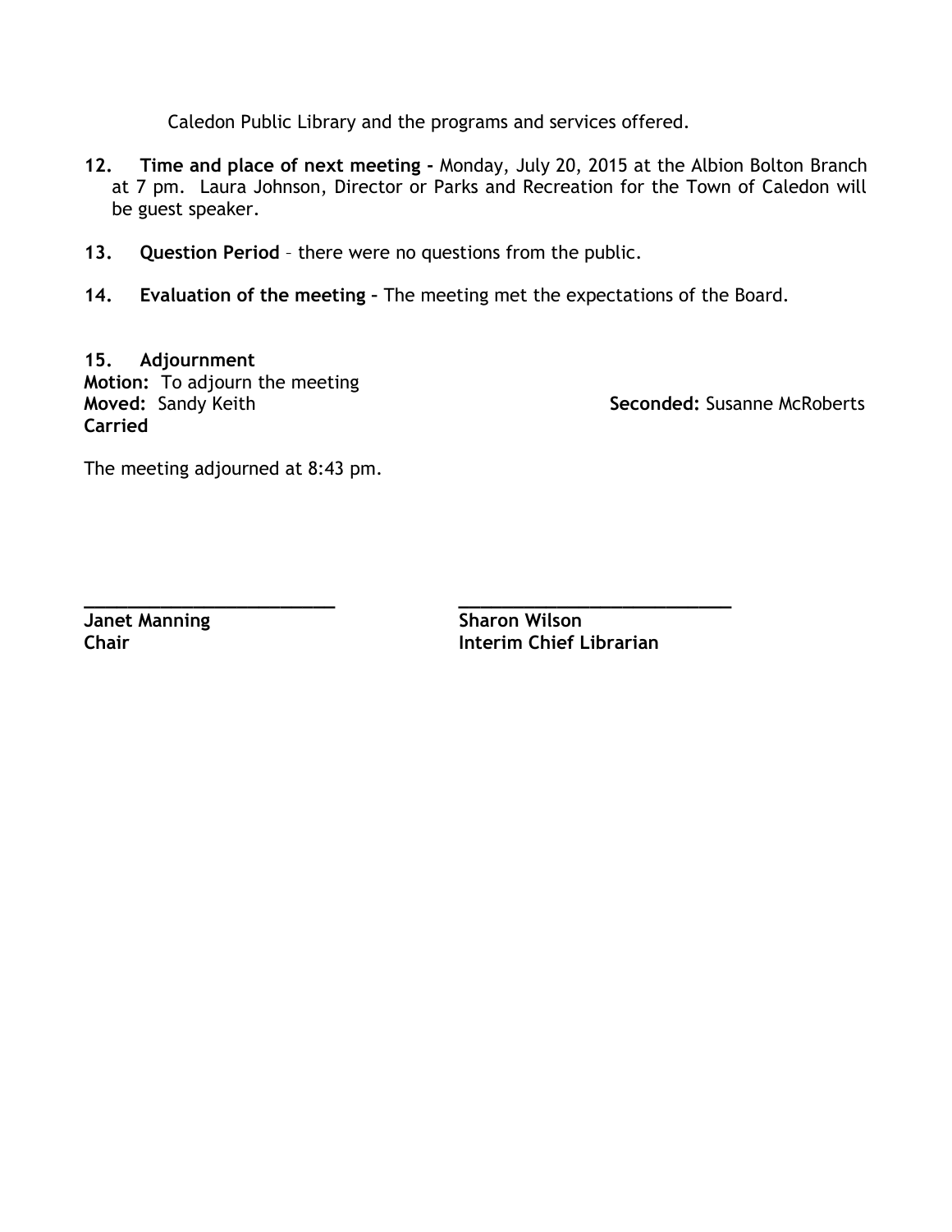Caledon Public Library and the programs and services offered.

**12. Time and place of next meeting -** Monday, July 20, 2015 at the Albion Bolton Branch at 7 pm. Laura Johnson, Director or Parks and Recreation for the Town of Caledon will be guest speaker.

**13. Question Period** – there were no questions from the public.

**14. Evaluation of the meeting –** The meeting met the expectations of the Board.

**15. Adjournment**
**Motion:** To adjourn the meeting
**Moved:** Sandy Keith **Seconded:** Susanne McRoberts
**Carried**

The meeting adjourned at 8:43 pm.

\_\_\_\_\_\_\_\_\_\_\_\_\_\_\_\_\_\_\_\_\_\_\_\_\_\_ \_\_\_\_\_\_\_\_\_\_\_\_\_\_\_\_\_\_\_\_\_\_\_\_\_\_\_\_\_

**Janet Manning**
**Chair**

**Sharon Wilson**
**Interim Chief Librarian**